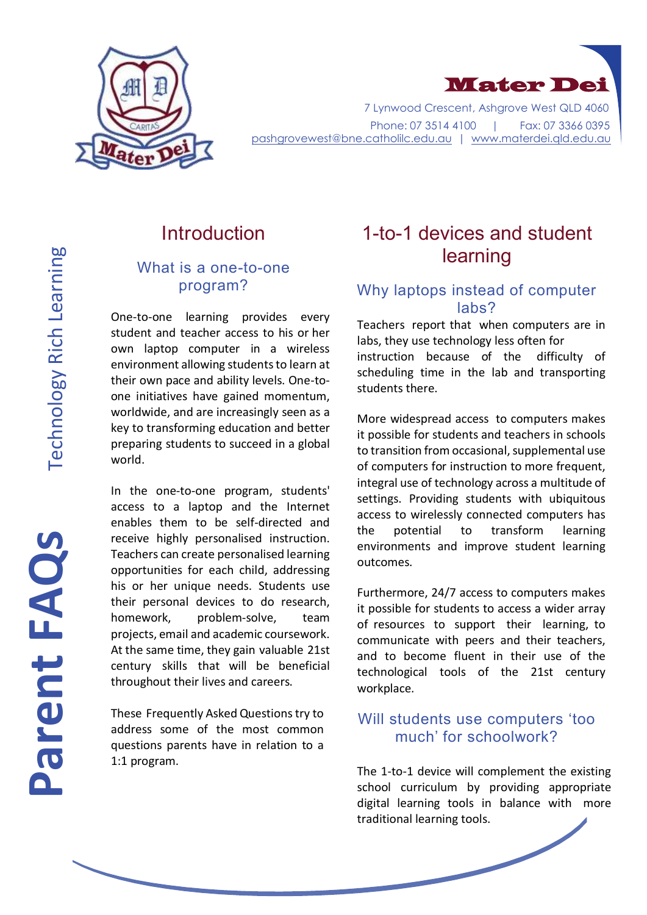# Mater Dei

7 Lynwood Crescent, Ashgrove West QLD 4060
Phone: 07 3514 4100 | Fax: 07 3366 0395
pashgrovewest@bne.catholilc.edu.au | www.materdei.qld.edu.au

# Parent FAQs

Technology Rich Learning

## Introduction

### What is a one-to-one program?

One-to-one learning provides every student and teacher access to his or her own laptop computer in a wireless environment allowing students to learn at their own pace and ability levels. One-to-one initiatives have gained momentum, worldwide, and are increasingly seen as a key to transforming education and better preparing students to succeed in a global world.

In the one-to-one program, students' access to a laptop and the Internet enables them to be self-directed and receive highly personalised instruction. Teachers can create personalised learning opportunities for each child, addressing his or her unique needs. Students use their personal devices to do research, homework, problem-solve, team projects, email and academic coursework. At the same time, they gain valuable 21st century skills that will be beneficial throughout their lives and careers.

These Frequently Asked Questions try to address some of the most common questions parents have in relation to a 1:1 program.

## 1-to-1 devices and student learning

### Why laptops instead of computer labs?

Teachers report that when computers are in labs, they use technology less often for instruction because of the difficulty of scheduling time in the lab and transporting students there.

More widespread access to computers makes it possible for students and teachers in schools to transition from occasional, supplemental use of computers for instruction to more frequent, integral use of technology across a multitude of settings. Providing students with ubiquitous access to wirelessly connected computers has the potential to transform learning environments and improve student learning outcomes.

Furthermore, 24/7 access to computers makes it possible for students to access a wider array of resources to support their learning, to communicate with peers and their teachers, and to become fluent in their use of the technological tools of the 21st century workplace.

### Will students use computers 'too much' for schoolwork?

The 1-to-1 device will complement the existing school curriculum by providing appropriate digital learning tools in balance with more traditional learning tools.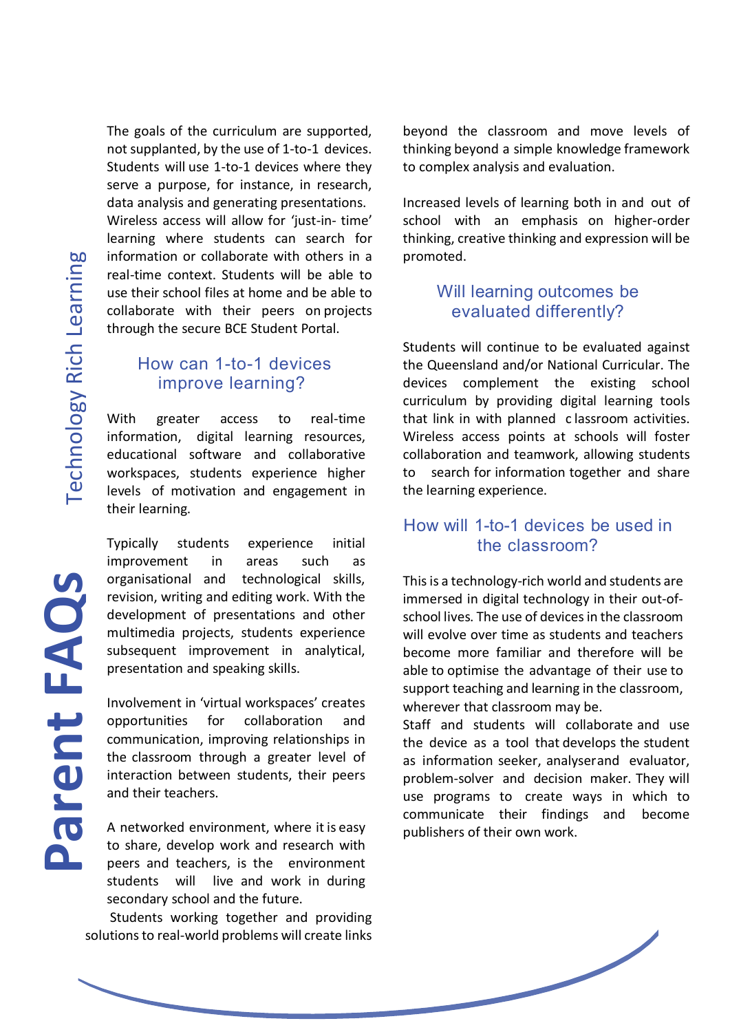The goals of the curriculum are supported, not supplanted, by the use of 1-to-1 devices. Students will use 1-to-1 devices where they serve a purpose, for instance, in research, data analysis and generating presentations. Wireless access will allow for 'just-in- time' learning where students can search for information or collaborate with others in a real-time context. Students will be able to use their school files at home and be able to collaborate with their peers on projects through the secure BCE Student Portal.

## How can 1-to-1 devices improve learning?

With greater access to real-time information, digital learning resources, educational software and collaborative workspaces, students experience higher levels of motivation and engagement in their learning.

Typically students experience initial improvement in areas such as organisational and technological skills, revision, writing and editing work. With the development of presentations and other multimedia projects, students experience subsequent improvement in analytical, presentation and speaking skills.

Involvement in 'virtual workspaces' creates opportunities for collaboration and communication, improving relationships in the classroom through a greater level of interaction between students, their peers and their teachers.

A networked environment, where it is easy to share, develop work and research with peers and teachers, is the environment students will live and work in during secondary school and the future.

Students working together and providing solutions to real-world problems will create links beyond the classroom and move levels of thinking beyond a simple knowledge framework to complex analysis and evaluation.

Increased levels of learning both in and out of school with an emphasis on higher-order thinking, creative thinking and expression will be promoted.

## Will learning outcomes be evaluated differently?

Students will continue to be evaluated against the Queensland and/or National Curricular. The devices complement the existing school curriculum by providing digital learning tools that link in with planned classroom activities. Wireless access points at schools will foster collaboration and teamwork, allowing students to search for information together and share the learning experience.

## How will 1-to-1 devices be used in the classroom?

This is a technology-rich world and students are immersed in digital technology in their out-of-school lives. The use of devices in the classroom will evolve over time as students and teachers become more familiar and therefore will be able to optimise the advantage of their use to support teaching and learning in the classroom, wherever that classroom may be.

Staff and students will collaborate and use the device as a tool that develops the student as information seeker, analyserand evaluator, problem-solver and decision maker. They will use programs to create ways in which to communicate their findings and become publishers of their own work.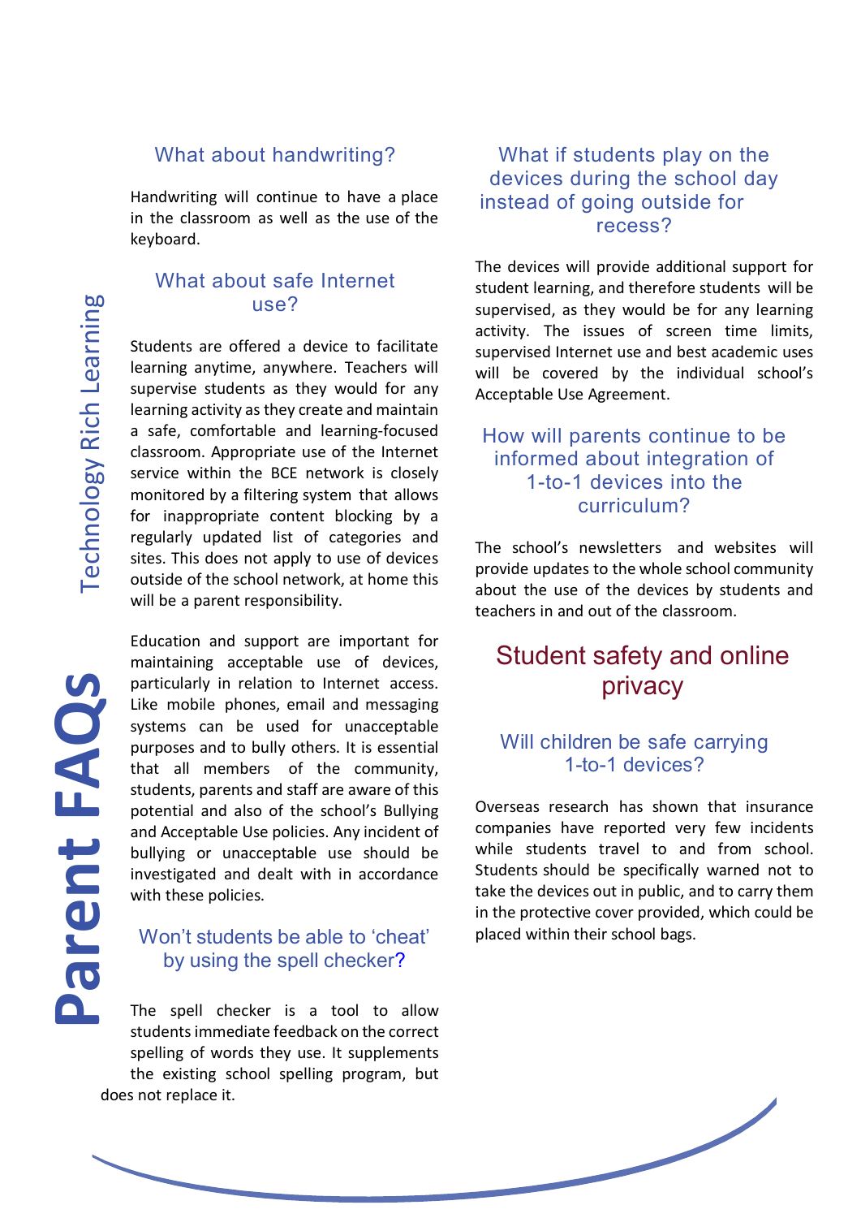### What about handwriting?

Handwriting will continue to have a place in the classroom as well as the use of the keyboard.

### What about safe Internet use?

Students are offered a device to facilitate learning anytime, anywhere. Teachers will supervise students as they would for any learning activity as they create and maintain a safe, comfortable and learning-focused classroom. Appropriate use of the Internet service within the BCE network is closely monitored by a filtering system that allows for inappropriate content blocking by a regularly updated list of categories and sites. This does not apply to use of devices outside of the school network, at home this will be a parent responsibility.

Education and support are important for maintaining acceptable use of devices, particularly in relation to Internet access. Like mobile phones, email and messaging systems can be used for unacceptable purposes and to bully others. It is essential that all members of the community, students, parents and staff are aware of this potential and also of the school's Bullying and Acceptable Use policies. Any incident of bullying or unacceptable use should be investigated and dealt with in accordance with these policies.

### Won't students be able to 'cheat' by using the spell checker?

The spell checker is a tool to allow students immediate feedback on the correct spelling of words they use. It supplements the existing school spelling program, but does not replace it.

### What if students play on the devices during the school day instead of going outside for recess?

The devices will provide additional support for student learning, and therefore students will be supervised, as they would be for any learning activity. The issues of screen time limits, supervised Internet use and best academic uses will be covered by the individual school's Acceptable Use Agreement.

### How will parents continue to be informed about integration of 1-to-1 devices into the curriculum?

The school's newsletters and websites will provide updates to the whole school community about the use of the devices by students and teachers in and out of the classroom.

## Student safety and online privacy

### Will children be safe carrying 1-to-1 devices?

Overseas research has shown that insurance companies have reported very few incidents while students travel to and from school. Students should be specifically warned not to take the devices out in public, and to carry them in the protective cover provided, which could be placed within their school bags.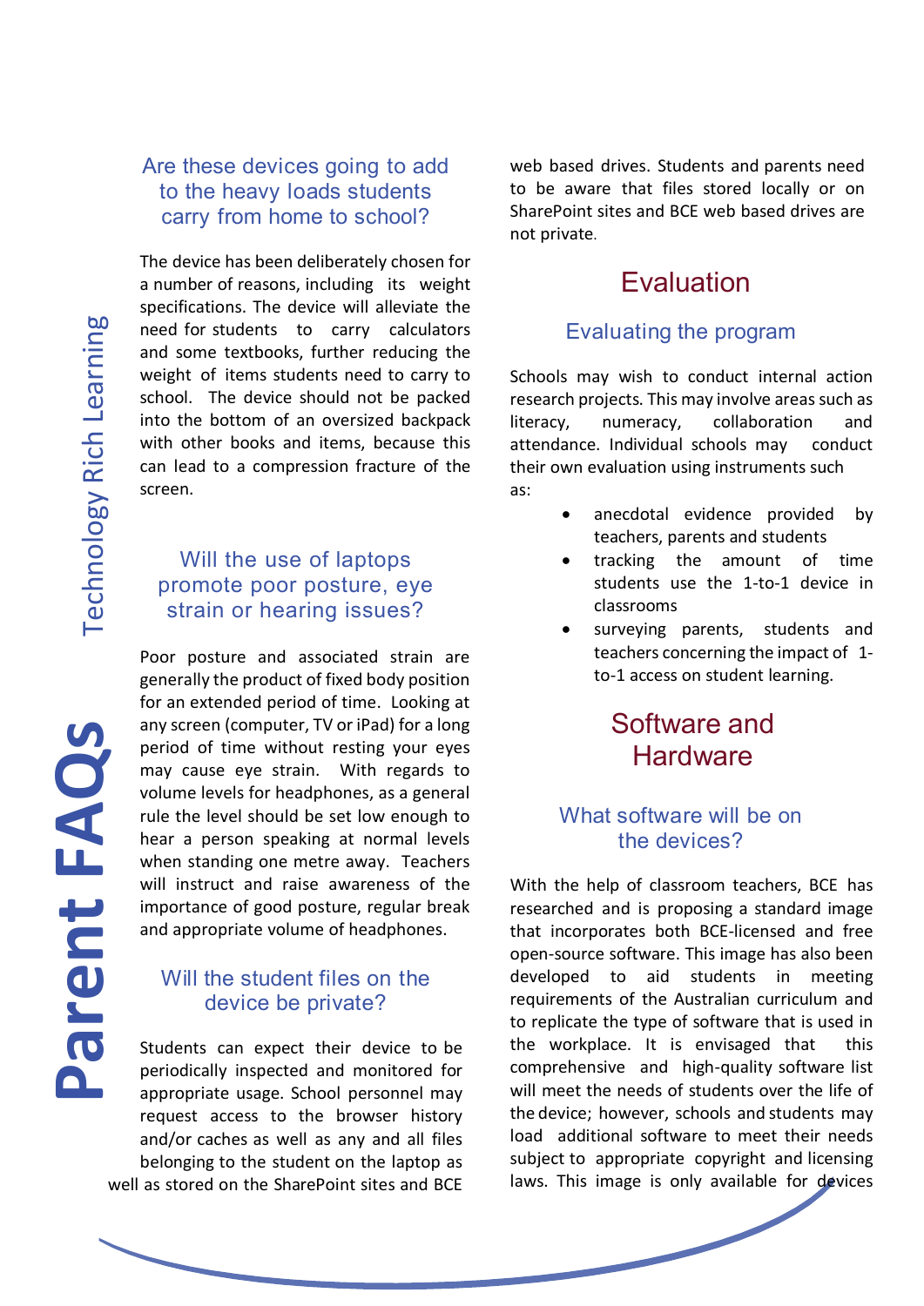### Are these devices going to add to the heavy loads students carry from home to school?

The device has been deliberately chosen for a number of reasons, including its weight specifications. The device will alleviate the need for students to carry calculators and some textbooks, further reducing the weight of items students need to carry to school. The device should not be packed into the bottom of an oversized backpack with other books and items, because this can lead to a compression fracture of the screen.

### Will the use of laptops promote poor posture, eye strain or hearing issues?

Poor posture and associated strain are generally the product of fixed body position for an extended period of time. Looking at any screen (computer, TV or iPad) for a long period of time without resting your eyes may cause eye strain. With regards to volume levels for headphones, as a general rule the level should be set low enough to hear a person speaking at normal levels when standing one metre away. Teachers will instruct and raise awareness of the importance of good posture, regular break and appropriate volume of headphones.

### Will the student files on the device be private?

Students can expect their device to be periodically inspected and monitored for appropriate usage. School personnel may request access to the browser history and/or caches as well as any and all files belonging to the student on the laptop as well as stored on the SharePoint sites and BCE web based drives. Students and parents need to be aware that files stored locally or on SharePoint sites and BCE web based drives are not private.

## Evaluation

### Evaluating the program

Schools may wish to conduct internal action research projects. This may involve areas such as literacy, numeracy, collaboration and attendance. Individual schools may conduct their own evaluation using instruments such as:

- anecdotal evidence provided by teachers, parents and students
- tracking the amount of time students use the 1-to-1 device in classrooms
- surveying parents, students and teachers concerning the impact of 1-to-1 access on student learning.

## Software and Hardware

### What software will be on the devices?

With the help of classroom teachers, BCE has researched and is proposing a standard image that incorporates both BCE-licensed and free open-source software. This image has also been developed to aid students in meeting requirements of the Australian curriculum and to replicate the type of software that is used in the workplace. It is envisaged that this comprehensive and high-quality software list will meet the needs of students over the life of the device; however, schools and students may load additional software to meet their needs subject to appropriate copyright and licensing laws. This image is only available for devices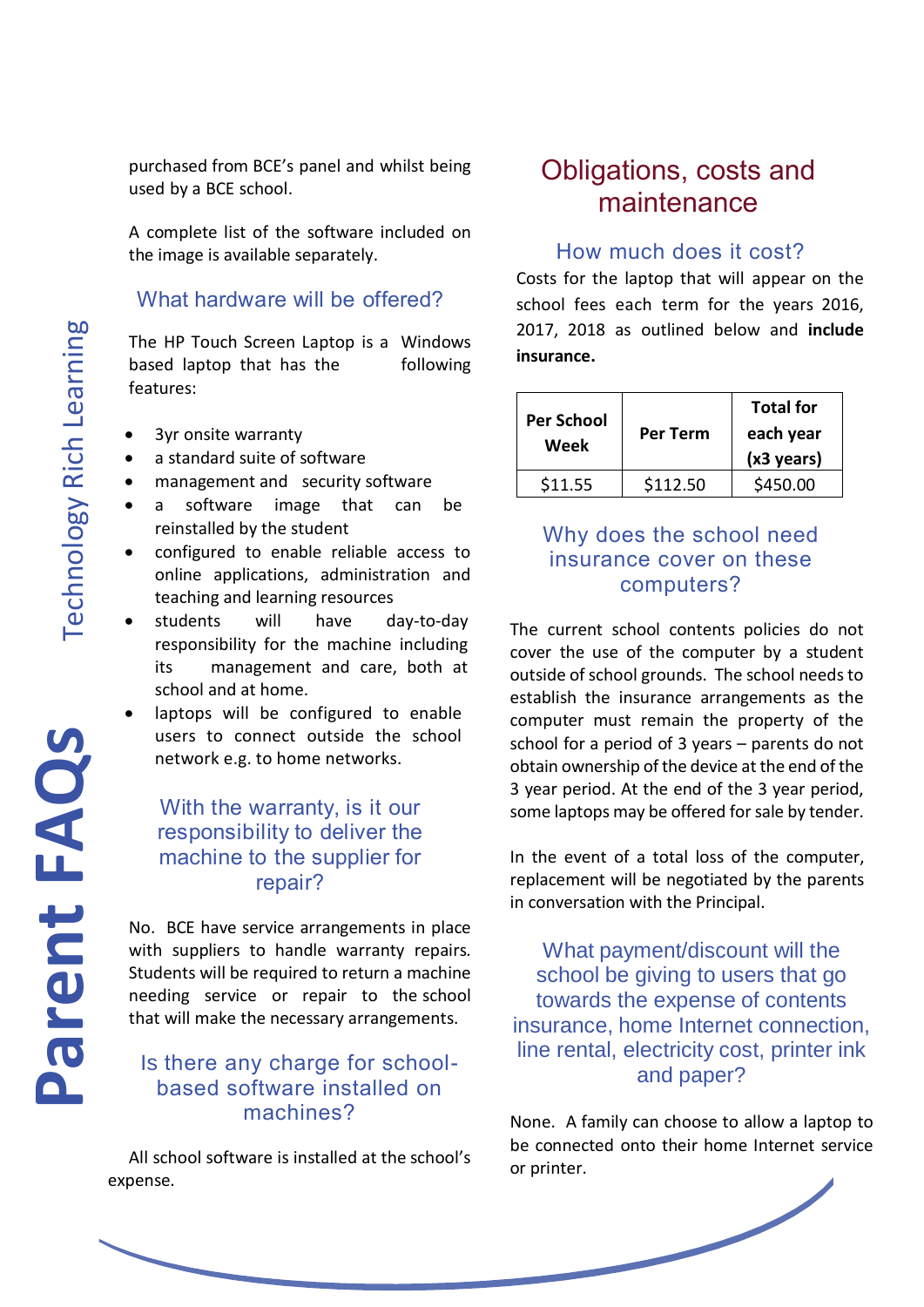purchased from BCE's panel and whilst being used by a BCE school.

A complete list of the software included on the image is available separately.

### What hardware will be offered?

The HP Touch Screen Laptop is a Windows based laptop that has the following features:

- 3yr onsite warranty
- a standard suite of software
- management and security software
- a software image that can be reinstalled by the student
- configured to enable reliable access to online applications, administration and teaching and learning resources
- students will have day-to-day responsibility for the machine including its management and care, both at school and at home.
- laptops will be configured to enable users to connect outside the school network e.g. to home networks.

### With the warranty, is it our responsibility to deliver the machine to the supplier for repair?

No. BCE have service arrangements in place with suppliers to handle warranty repairs. Students will be required to return a machine needing service or repair to the school that will make the necessary arrangements.

### Is there any charge for school-based software installed on machines?

All school software is installed at the school's expense.

## Obligations, costs and maintenance

### How much does it cost?

Costs for the laptop that will appear on the school fees each term for the years 2016, 2017, 2018 as outlined below and **include insurance.**

| Per School Week | Per Term | Total for each year (x3 years) |
|---|---|---|
| $11.55 | $112.50 | $450.00 |

### Why does the school need insurance cover on these computers?

The current school contents policies do not cover the use of the computer by a student outside of school grounds. The school needs to establish the insurance arrangements as the computer must remain the property of the school for a period of 3 years – parents do not obtain ownership of the device at the end of the 3 year period. At the end of the 3 year period, some laptops may be offered for sale by tender.

In the event of a total loss of the computer, replacement will be negotiated by the parents in conversation with the Principal.

### What payment/discount will the school be giving to users that go towards the expense of contents insurance, home Internet connection, line rental, electricity cost, printer ink and paper?

None. A family can choose to allow a laptop to be connected onto their home Internet service or printer.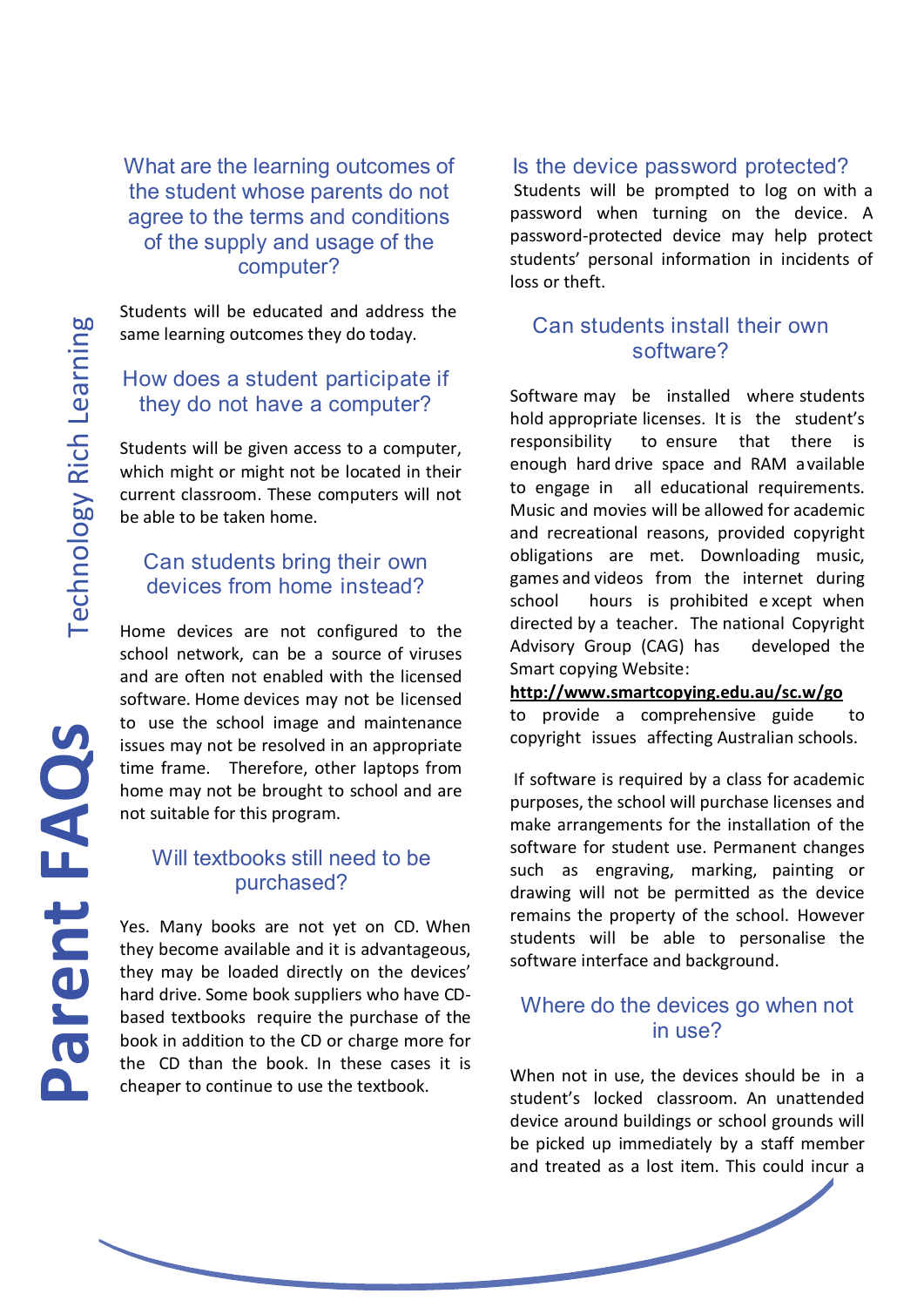## What are the learning outcomes of the student whose parents do not agree to the terms and conditions of the supply and usage of the computer?

Students will be educated and address the same learning outcomes they do today.

## How does a student participate if they do not have a computer?

Students will be given access to a computer, which might or might not be located in their current classroom. These computers will not be able to be taken home.

## Can students bring their own devices from home instead?

Home devices are not configured to the school network, can be a source of viruses and are often not enabled with the licensed software. Home devices may not be licensed to use the school image and maintenance issues may not be resolved in an appropriate time frame. Therefore, other laptops from home may not be brought to school and are not suitable for this program.

## Will textbooks still need to be purchased?

Yes. Many books are not yet on CD. When they become available and it is advantageous, they may be loaded directly on the devices' hard drive. Some book suppliers who have CD-based textbooks require the purchase of the book in addition to the CD or charge more for the CD than the book. In these cases it is cheaper to continue to use the textbook.

## Is the device password protected?

Students will be prompted to log on with a password when turning on the device. A password-protected device may help protect students' personal information in incidents of loss or theft.

## Can students install their own software?

Software may be installed where students hold appropriate licenses. It is the student's responsibility to ensure that there is enough hard drive space and RAM available to engage in all educational requirements. Music and movies will be allowed for academic and recreational reasons, provided copyright obligations are met. Downloading music, games and videos from the internet during school hours is prohibited except when directed by a teacher. The national Copyright Advisory Group (CAG) has developed the Smart copying Website:
**http://www.smartcopying.edu.au/sc.w/go**
to provide a comprehensive guide to copyright issues affecting Australian schools.

If software is required by a class for academic purposes, the school will purchase licenses and make arrangements for the installation of the software for student use. Permanent changes such as engraving, marking, painting or drawing will not be permitted as the device remains the property of the school. However students will be able to personalise the software interface and background.

## Where do the devices go when not in use?

When not in use, the devices should be in a student's locked classroom. An unattended device around buildings or school grounds will be picked up immediately by a staff member and treated as a lost item. This could incur a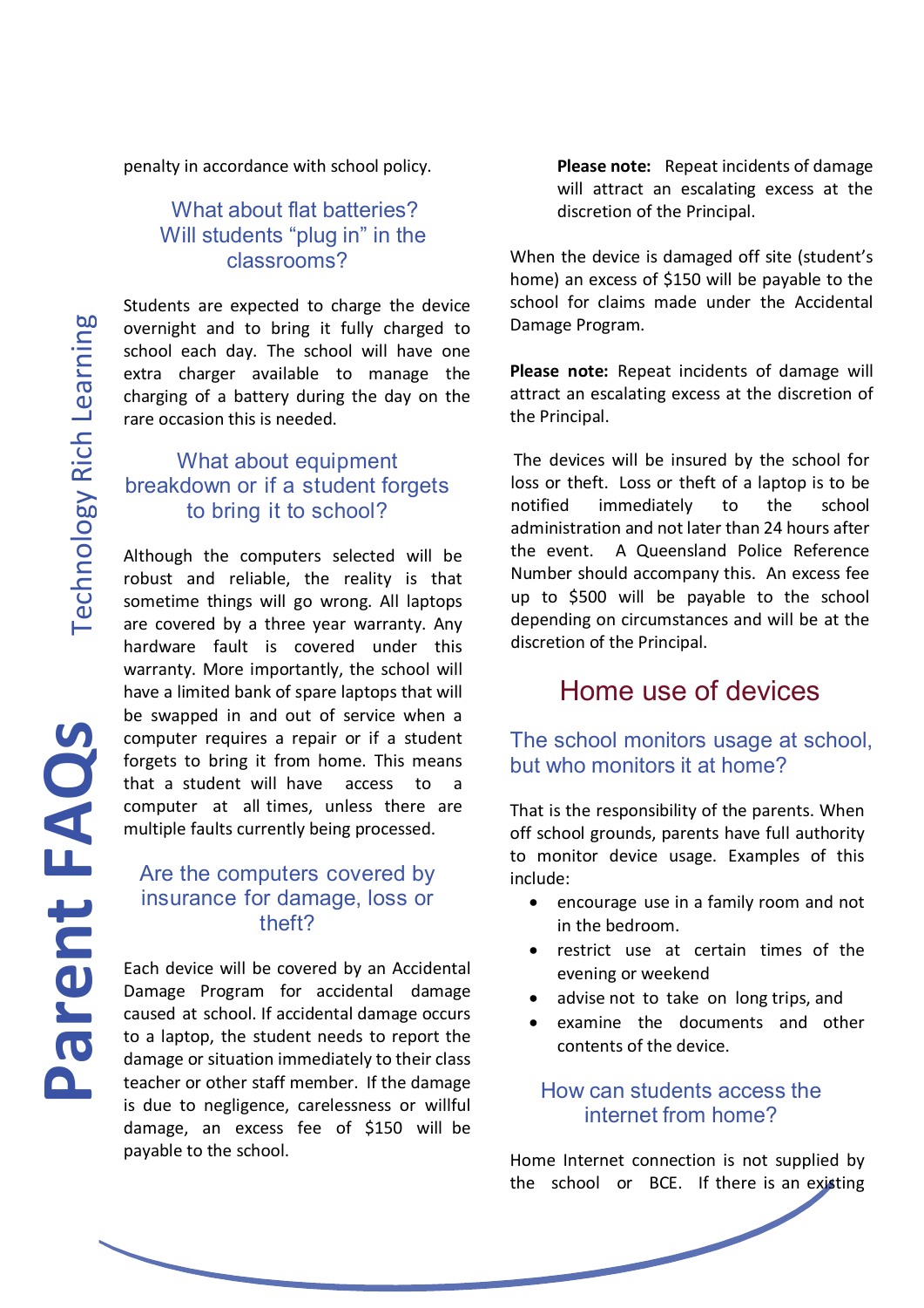penalty in accordance with school policy.

### What about flat batteries? Will students "plug in" in the classrooms?

Students are expected to charge the device overnight and to bring it fully charged to school each day. The school will have one extra charger available to manage the charging of a battery during the day on the rare occasion this is needed.

### What about equipment breakdown or if a student forgets to bring it to school?

Although the computers selected will be robust and reliable, the reality is that sometime things will go wrong. All laptops are covered by a three year warranty. Any hardware fault is covered under this warranty. More importantly, the school will have a limited bank of spare laptops that will be swapped in and out of service when a computer requires a repair or if a student forgets to bring it from home. This means that a student will have access to a computer at all times, unless there are multiple faults currently being processed.

### Are the computers covered by insurance for damage, loss or theft?

Each device will be covered by an Accidental Damage Program for accidental damage caused at school. If accidental damage occurs to a laptop, the student needs to report the damage or situation immediately to their class teacher or other staff member. If the damage is due to negligence, carelessness or willful damage, an excess fee of $150 will be payable to the school.

> **Please note:** Repeat incidents of damage will attract an escalating excess at the discretion of the Principal.

When the device is damaged off site (student's home) an excess of $150 will be payable to the school for claims made under the Accidental Damage Program.

**Please note:** Repeat incidents of damage will attract an escalating excess at the discretion of the Principal.

The devices will be insured by the school for loss or theft. Loss or theft of a laptop is to be notified immediately to the school administration and not later than 24 hours after the event. A Queensland Police Reference Number should accompany this. An excess fee up to $500 will be payable to the school depending on circumstances and will be at the discretion of the Principal.

## Home use of devices

### The school monitors usage at school, but who monitors it at home?

That is the responsibility of the parents. When off school grounds, parents have full authority to monitor device usage. Examples of this include:

- encourage use in a family room and not in the bedroom.
- restrict use at certain times of the evening or weekend
- advise not to take on long trips, and
- examine the documents and other contents of the device.

### How can students access the internet from home?

Home Internet connection is not supplied by the school or BCE. If there is an existing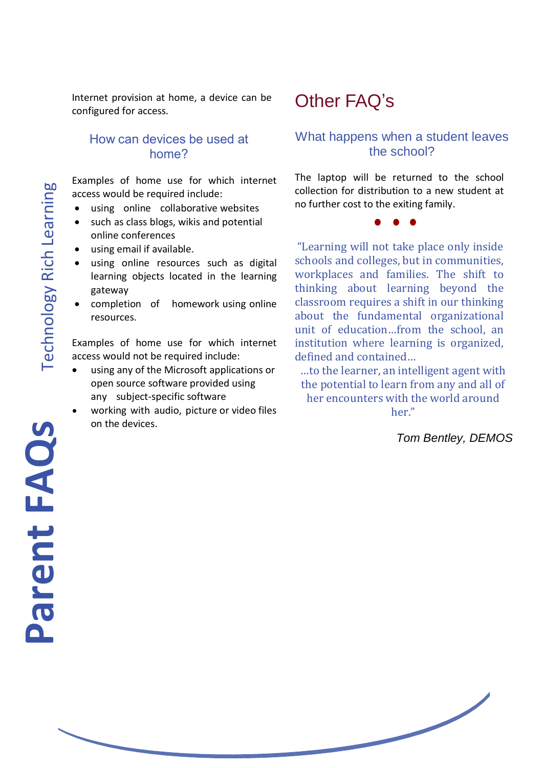Internet provision at home, a device can be configured for access.

### How can devices be used at home?

Examples of home use for which internet access would be required include:

- using online collaborative websites
- such as class blogs, wikis and potential online conferences
- using email if available.
- using online resources such as digital learning objects located in the learning gateway
- completion of homework using online resources.

Examples of home use for which internet access would not be required include:

- using any of the Microsoft applications or open source software provided using any subject-specific software
- working with audio, picture or video files on the devices.

## Other FAQ's

### What happens when a student leaves the school?

The laptop will be returned to the school collection for distribution to a new student at no further cost to the exiting family.

● ● ●

"Learning will not take place only inside schools and colleges, but in communities, workplaces and families. The shift to thinking about learning beyond the classroom requires a shift in our thinking about the fundamental organizational unit of education…from the school, an institution where learning is organized, defined and contained…

…to the learner, an intelligent agent with the potential to learn from any and all of her encounters with the world around her."

*Tom Bentley, DEMOS*